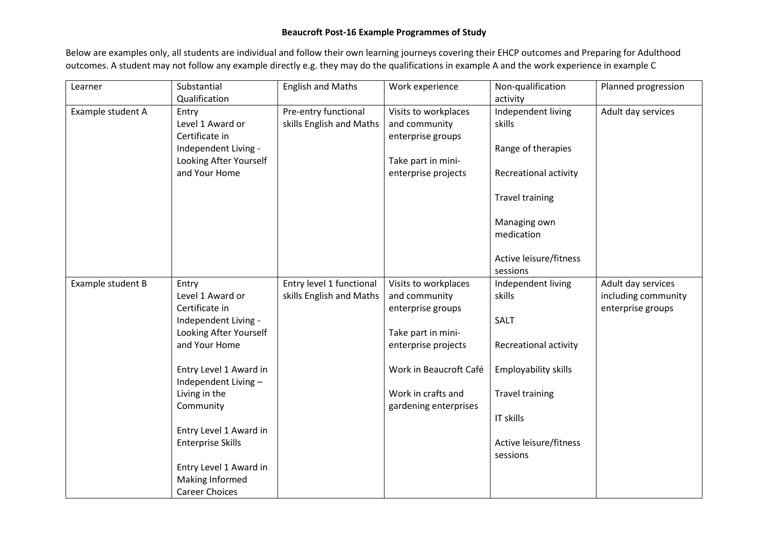**Beaucroft Post-16 Example Programmes of Study**

Below are examples only, all students are individual and follow their own learning journeys covering their EHCP outcomes and Preparing for Adulthood outcomes. A student may not follow any example directly e.g. they may do the qualifications in example A and the work experience in example C

| Learner | Substantial Qualification | English and Maths | Work experience | Non-qualification activity | Planned progression |
|---|---|---|---|---|---|
| Example student A | Entry Level 1 Award or Certificate in Independent Living - Looking After Yourself and Your Home | Pre-entry functional skills English and Maths | Visits to workplaces and community enterprise groups<br><br>Take part in mini-enterprise projects | Independent living skills<br><br>Range of therapies<br><br>Recreational activity<br><br>Travel training<br><br>Managing own medication<br><br>Active leisure/fitness sessions | Adult day services |
| Example student B | Entry Level 1 Award or Certificate in Independent Living - Looking After Yourself and Your Home<br><br>Entry Level 1 Award in Independent Living – Living in the Community<br><br>Entry Level 1 Award in Enterprise Skills<br><br>Entry Level 1 Award in Making Informed Career Choices | Entry level 1 functional skills English and Maths | Visits to workplaces and community enterprise groups<br><br>Take part in mini-enterprise projects<br><br>Work in Beaucroft Café<br><br>Work in crafts and gardening enterprises | Independent living skills<br><br>SALT<br><br>Recreational activity<br><br>Employability skills<br><br>Travel training<br><br>IT skills<br><br>Active leisure/fitness sessions | Adult day services including community enterprise groups |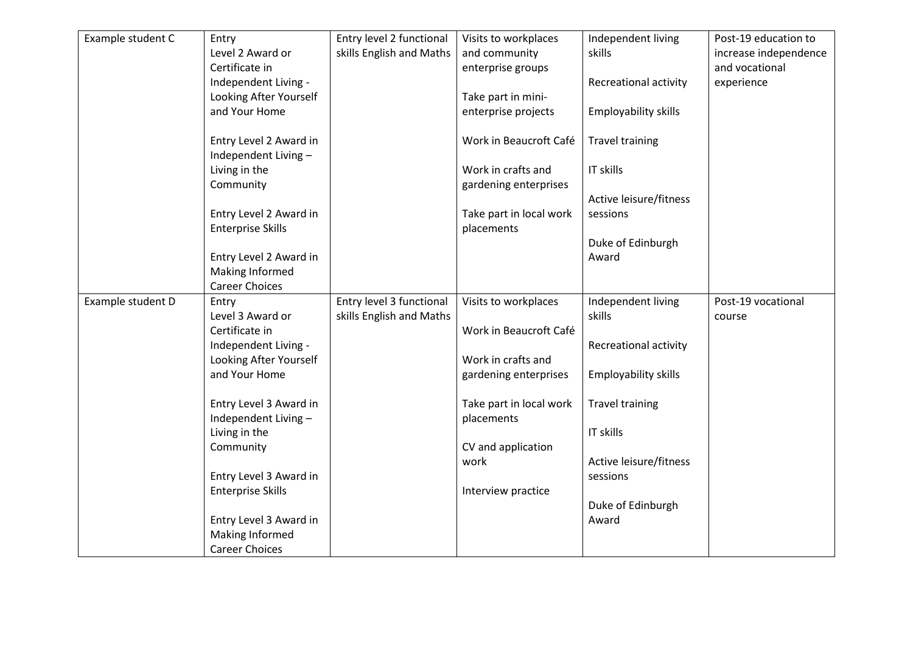| | | | | | |
|---|---|---|---|---|---|
| Example student C | Entry Level 2 Award or Certificate in Independent Living - Looking After Yourself and Your Home<br><br>Entry Level 2 Award in Independent Living – Living in the Community<br><br>Entry Level 2 Award in Enterprise Skills<br><br>Entry Level 2 Award in Making Informed Career Choices | Entry level 2 functional skills English and Maths | Visits to workplaces and community enterprise groups<br><br>Take part in mini-enterprise projects<br><br>Work in Beaucroft Café<br><br>Work in crafts and gardening enterprises<br><br>Take part in local work placements | Independent living skills<br><br>Recreational activity<br><br>Employability skills<br><br>Travel training<br><br>IT skills<br><br>Active leisure/fitness sessions<br><br>Duke of Edinburgh Award | Post-19 education to increase independence and vocational experience |
| Example student D | Entry Level 3 Award or Certificate in Independent Living - Looking After Yourself and Your Home<br><br>Entry Level 3 Award in Independent Living – Living in the Community<br><br>Entry Level 3 Award in Enterprise Skills<br><br>Entry Level 3 Award in Making Informed Career Choices | Entry level 3 functional skills English and Maths | Visits to workplaces<br><br>Work in Beaucroft Café<br><br>Work in crafts and gardening enterprises<br><br>Take part in local work placements<br><br>CV and application work<br><br>Interview practice | Independent living skills<br><br>Recreational activity<br><br>Employability skills<br><br>Travel training<br><br>IT skills<br><br>Active leisure/fitness sessions<br><br>Duke of Edinburgh Award | Post-19 vocational course |